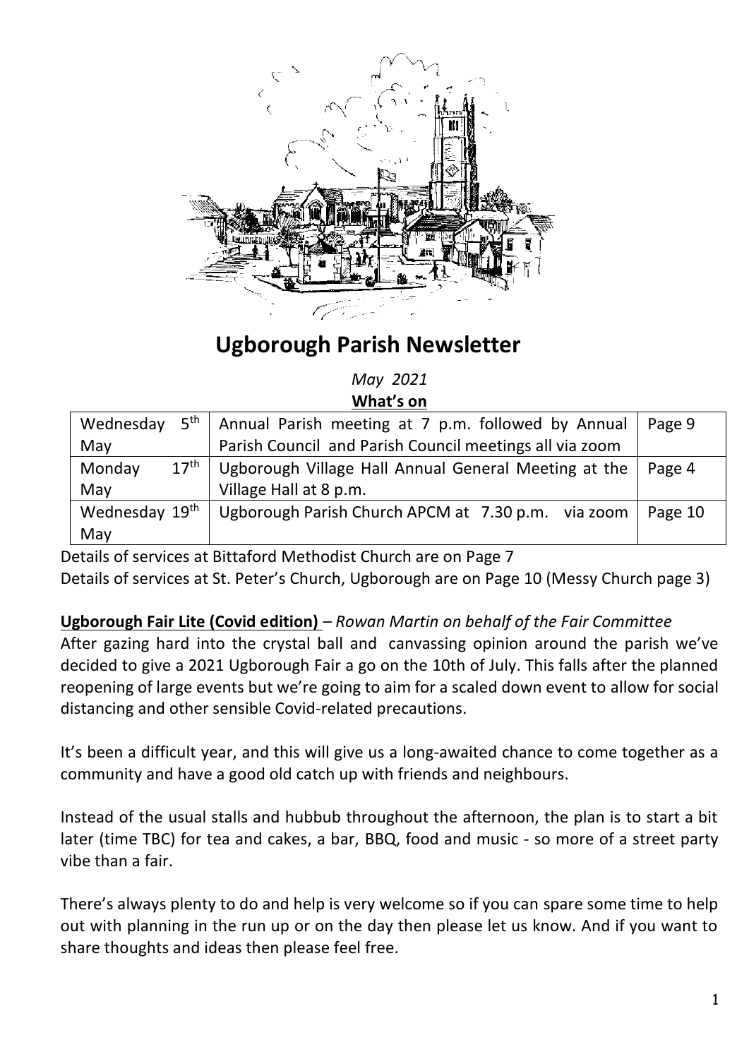# Ugborough Parish Newsletter

*May 2021*

**What's on**

| | | |
|---|---|---|
| Wednesday 5th May | Annual Parish meeting at 7 p.m. followed by Annual Parish Council and Parish Council meetings all via zoom | Page 9 |
| Monday 17th May | Ugborough Village Hall Annual General Meeting at the Village Hall at 8 p.m. | Page 4 |
| Wednesday 19th May | Ugborough Parish Church APCM at 7.30 p.m. via zoom | Page 10 |

Details of services at Bittaford Methodist Church are on Page 7

Details of services at St. Peter's Church, Ugborough are on Page 10 (Messy Church page 3)

**Ugborough Fair Lite (Covid edition)** – *Rowan Martin on behalf of the Fair Committee*

After gazing hard into the crystal ball and canvassing opinion around the parish we've decided to give a 2021 Ugborough Fair a go on the 10th of July. This falls after the planned reopening of large events but we're going to aim for a scaled down event to allow for social distancing and other sensible Covid-related precautions.

It's been a difficult year, and this will give us a long-awaited chance to come together as a community and have a good old catch up with friends and neighbours.

Instead of the usual stalls and hubbub throughout the afternoon, the plan is to start a bit later (time TBC) for tea and cakes, a bar, BBQ, food and music - so more of a street party vibe than a fair.

There's always plenty to do and help is very welcome so if you can spare some time to help out with planning in the run up or on the day then please let us know. And if you want to share thoughts and ideas then please feel free.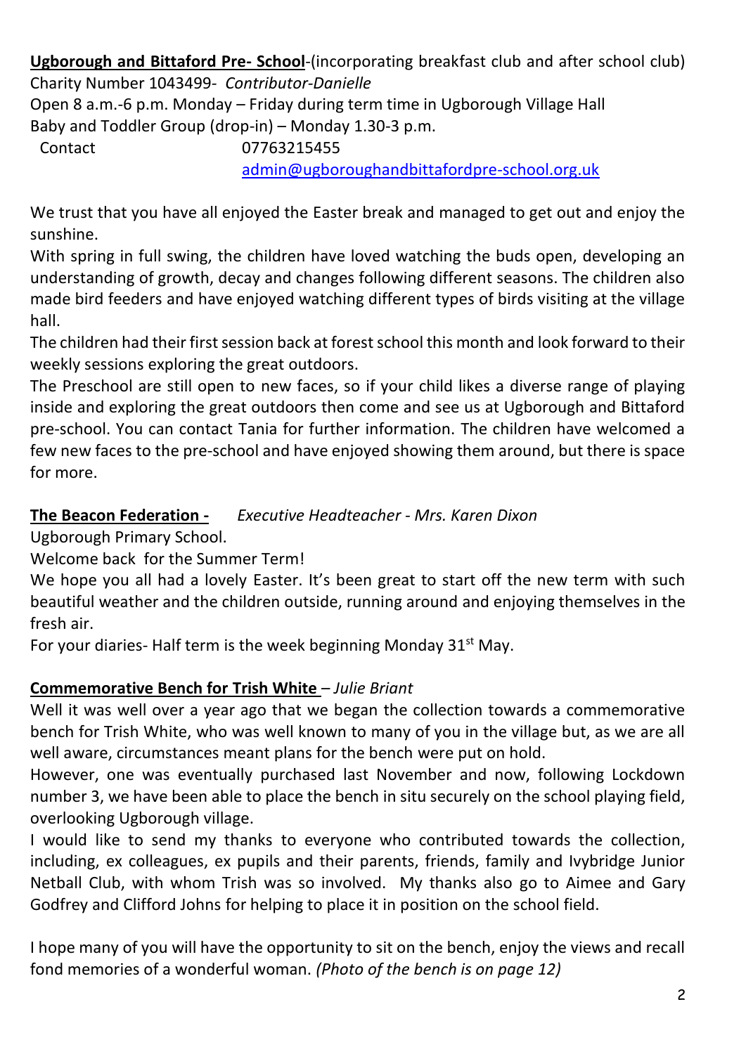**Ugborough and Bittaford Pre- School**-(incorporating breakfast club and after school club)
Charity Number 1043499- *Contributor-Danielle*
Open 8 a.m.-6 p.m. Monday – Friday during term time in Ugborough Village Hall
Baby and Toddler Group (drop-in) – Monday 1.30-3 p.m.

Contact 07763215455
admin@ugboroughandbittafordpre-school.org.uk

We trust that you have all enjoyed the Easter break and managed to get out and enjoy the sunshine.
With spring in full swing, the children have loved watching the buds open, developing an understanding of growth, decay and changes following different seasons. The children also made bird feeders and have enjoyed watching different types of birds visiting at the village hall.
The children had their first session back at forest school this month and look forward to their weekly sessions exploring the great outdoors.
The Preschool are still open to new faces, so if your child likes a diverse range of playing inside and exploring the great outdoors then come and see us at Ugborough and Bittaford pre-school. You can contact Tania for further information. The children have welcomed a few new faces to the pre-school and have enjoyed showing them around, but there is space for more.

**The Beacon Federation -** *Executive Headteacher - Mrs. Karen Dixon*
Ugborough Primary School.
Welcome back for the Summer Term!
We hope you all had a lovely Easter. It's been great to start off the new term with such beautiful weather and the children outside, running around and enjoying themselves in the fresh air.
For your diaries- Half term is the week beginning Monday 31st May.

**Commemorative Bench for Trish White** – *Julie Briant*
Well it was well over a year ago that we began the collection towards a commemorative bench for Trish White, who was well known to many of you in the village but, as we are all well aware, circumstances meant plans for the bench were put on hold.
However, one was eventually purchased last November and now, following Lockdown number 3, we have been able to place the bench in situ securely on the school playing field, overlooking Ugborough village.
I would like to send my thanks to everyone who contributed towards the collection, including, ex colleagues, ex pupils and their parents, friends, family and Ivybridge Junior Netball Club, with whom Trish was so involved. My thanks also go to Aimee and Gary Godfrey and Clifford Johns for helping to place it in position on the school field.

I hope many of you will have the opportunity to sit on the bench, enjoy the views and recall fond memories of a wonderful woman. *(Photo of the bench is on page 12)*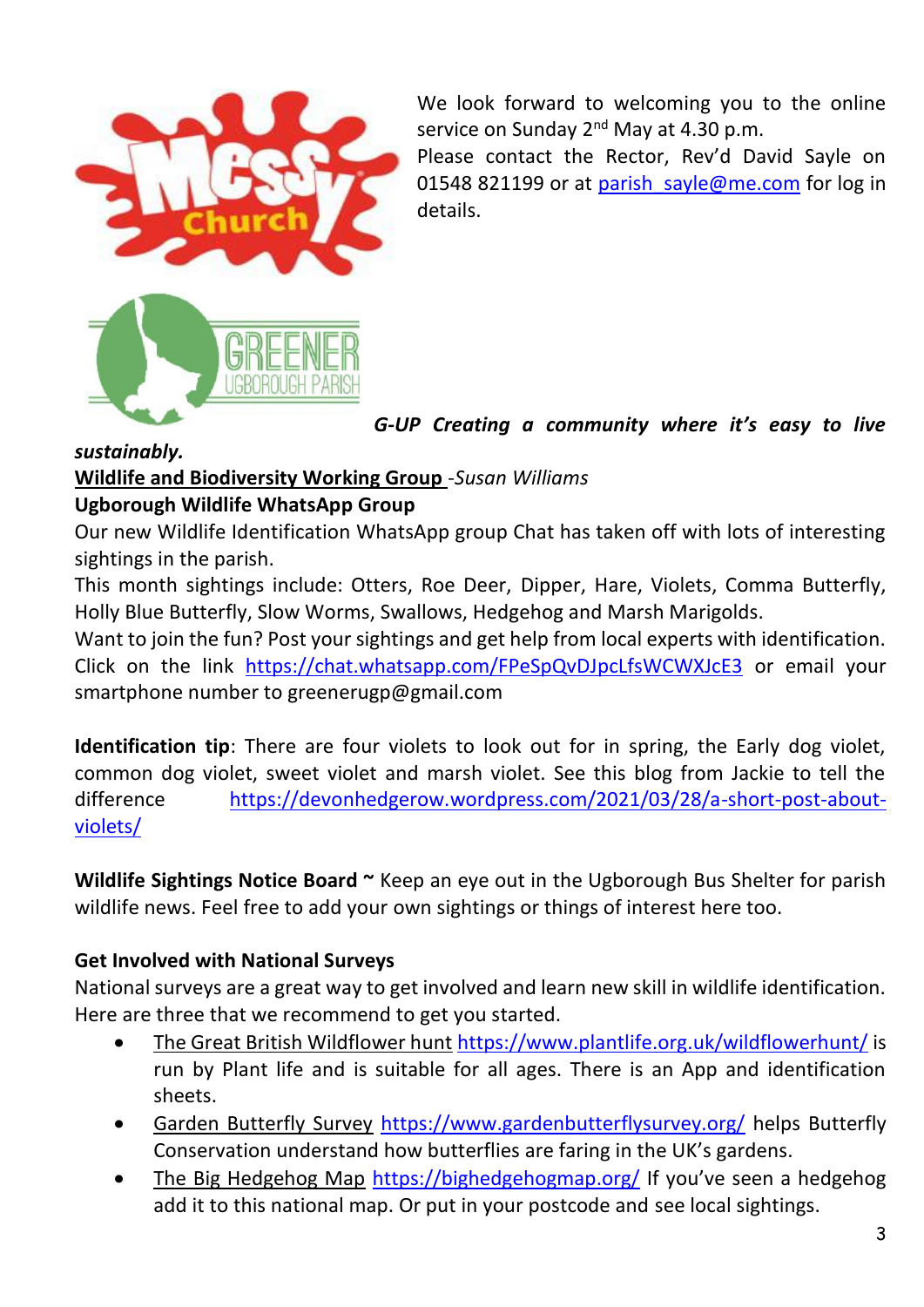We look forward to welcoming you to the online service on Sunday 2nd May at 4.30 p.m.
Please contact the Rector, Rev'd David Sayle on 01548 821199 or at parish_sayle@me.com for log in details.

***G-UP Creating a community where it's easy to live sustainably.***

**Wildlife and Biodiversity Working Group** -*Susan Williams*

**Ugborough Wildlife WhatsApp Group**

Our new Wildlife Identification WhatsApp group Chat has taken off with lots of interesting sightings in the parish.

This month sightings include: Otters, Roe Deer, Dipper, Hare, Violets, Comma Butterfly, Holly Blue Butterfly, Slow Worms, Swallows, Hedgehog and Marsh Marigolds.

Want to join the fun? Post your sightings and get help from local experts with identification. Click on the link https://chat.whatsapp.com/FPeSpQvDJpcLfsWCWXJcE3 or email your smartphone number to greenerugp@gmail.com

**Identification tip**: There are four violets to look out for in spring, the Early dog violet, common dog violet, sweet violet and marsh violet. See this blog from Jackie to tell the difference https://devonhedgerow.wordpress.com/2021/03/28/a-short-post-about-violets/

**Wildlife Sightings Notice Board ~** Keep an eye out in the Ugborough Bus Shelter for parish wildlife news. Feel free to add your own sightings or things of interest here too.

**Get Involved with National Surveys**

National surveys are a great way to get involved and learn new skill in wildlife identification. Here are three that we recommend to get you started.

- The Great British Wildflower hunt https://www.plantlife.org.uk/wildflowerhunt/ is run by Plant life and is suitable for all ages. There is an App and identification sheets.
- Garden Butterfly Survey https://www.gardenbutterflysurvey.org/ helps Butterfly Conservation understand how butterflies are faring in the UK's gardens.
- The Big Hedgehog Map https://bighedgehogmap.org/ If you've seen a hedgehog add it to this national map. Or put in your postcode and see local sightings.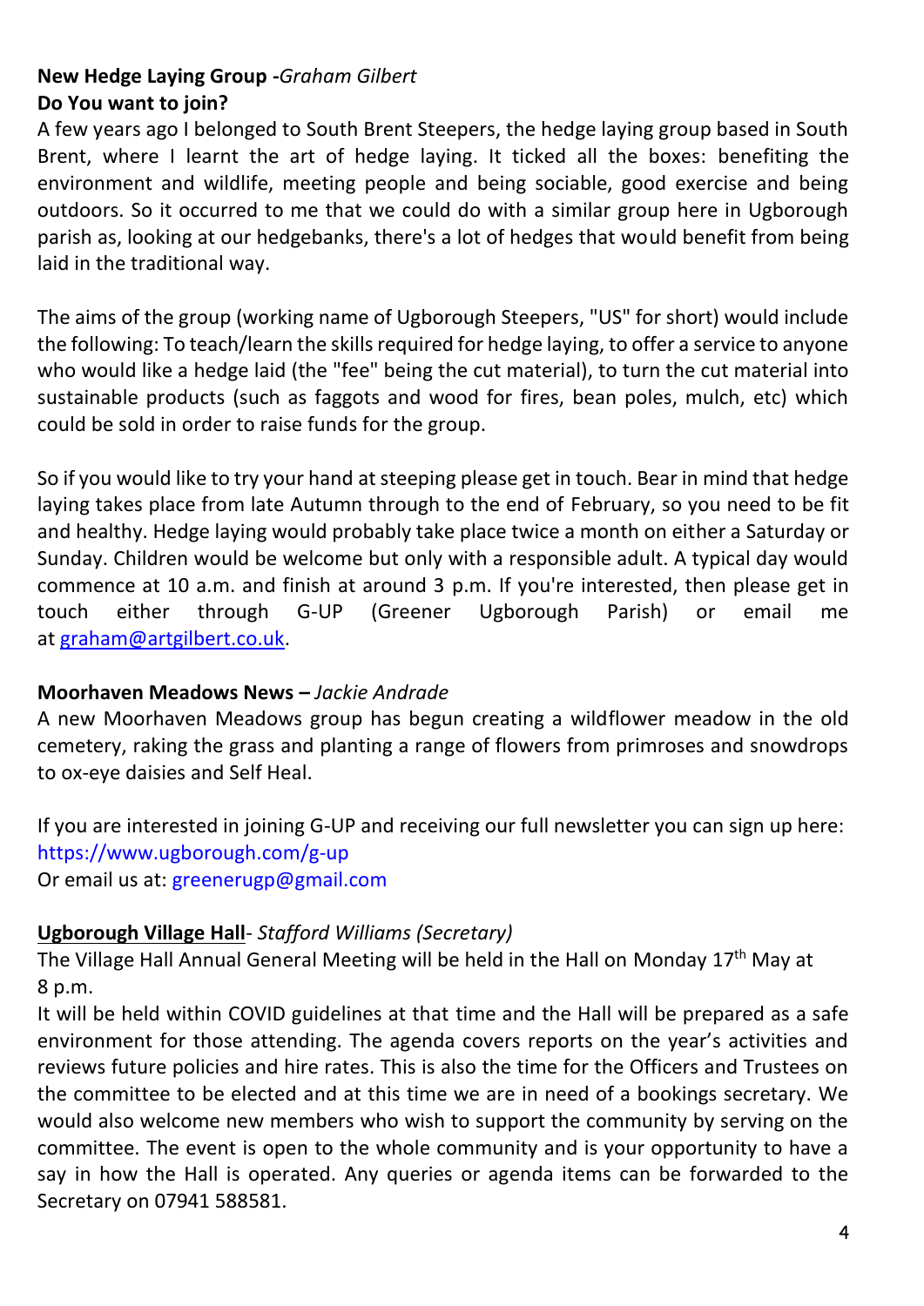**New Hedge Laying Group -***Graham Gilbert*
**Do You want to join?**

A few years ago I belonged to South Brent Steepers, the hedge laying group based in South Brent, where I learnt the art of hedge laying. It ticked all the boxes: benefiting the environment and wildlife, meeting people and being sociable, good exercise and being outdoors. So it occurred to me that we could do with a similar group here in Ugborough parish as, looking at our hedgebanks, there's a lot of hedges that would benefit from being laid in the traditional way.

The aims of the group (working name of Ugborough Steepers, "US" for short) would include the following: To teach/learn the skills required for hedge laying, to offer a service to anyone who would like a hedge laid (the "fee" being the cut material), to turn the cut material into sustainable products (such as faggots and wood for fires, bean poles, mulch, etc) which could be sold in order to raise funds for the group.

So if you would like to try your hand at steeping please get in touch. Bear in mind that hedge laying takes place from late Autumn through to the end of February, so you need to be fit and healthy. Hedge laying would probably take place twice a month on either a Saturday or Sunday. Children would be welcome but only with a responsible adult. A typical day would commence at 10 a.m. and finish at around 3 p.m. If you're interested, then please get in touch either through G-UP (Greener Ugborough Parish) or email me at graham@artgilbert.co.uk.

**Moorhaven Meadows News –** *Jackie Andrade*

A new Moorhaven Meadows group has begun creating a wildflower meadow in the old cemetery, raking the grass and planting a range of flowers from primroses and snowdrops to ox-eye daisies and Self Heal.

If you are interested in joining G-UP and receiving our full newsletter you can sign up here: https://www.ugborough.com/g-up
Or email us at: greenerugp@gmail.com

**Ugborough Village Hall**- *Stafford Williams (Secretary)*

The Village Hall Annual General Meeting will be held in the Hall on Monday 17th May at 8 p.m.

It will be held within COVID guidelines at that time and the Hall will be prepared as a safe environment for those attending. The agenda covers reports on the year's activities and reviews future policies and hire rates. This is also the time for the Officers and Trustees on the committee to be elected and at this time we are in need of a bookings secretary. We would also welcome new members who wish to support the community by serving on the committee. The event is open to the whole community and is your opportunity to have a say in how the Hall is operated. Any queries or agenda items can be forwarded to the Secretary on 07941 588581.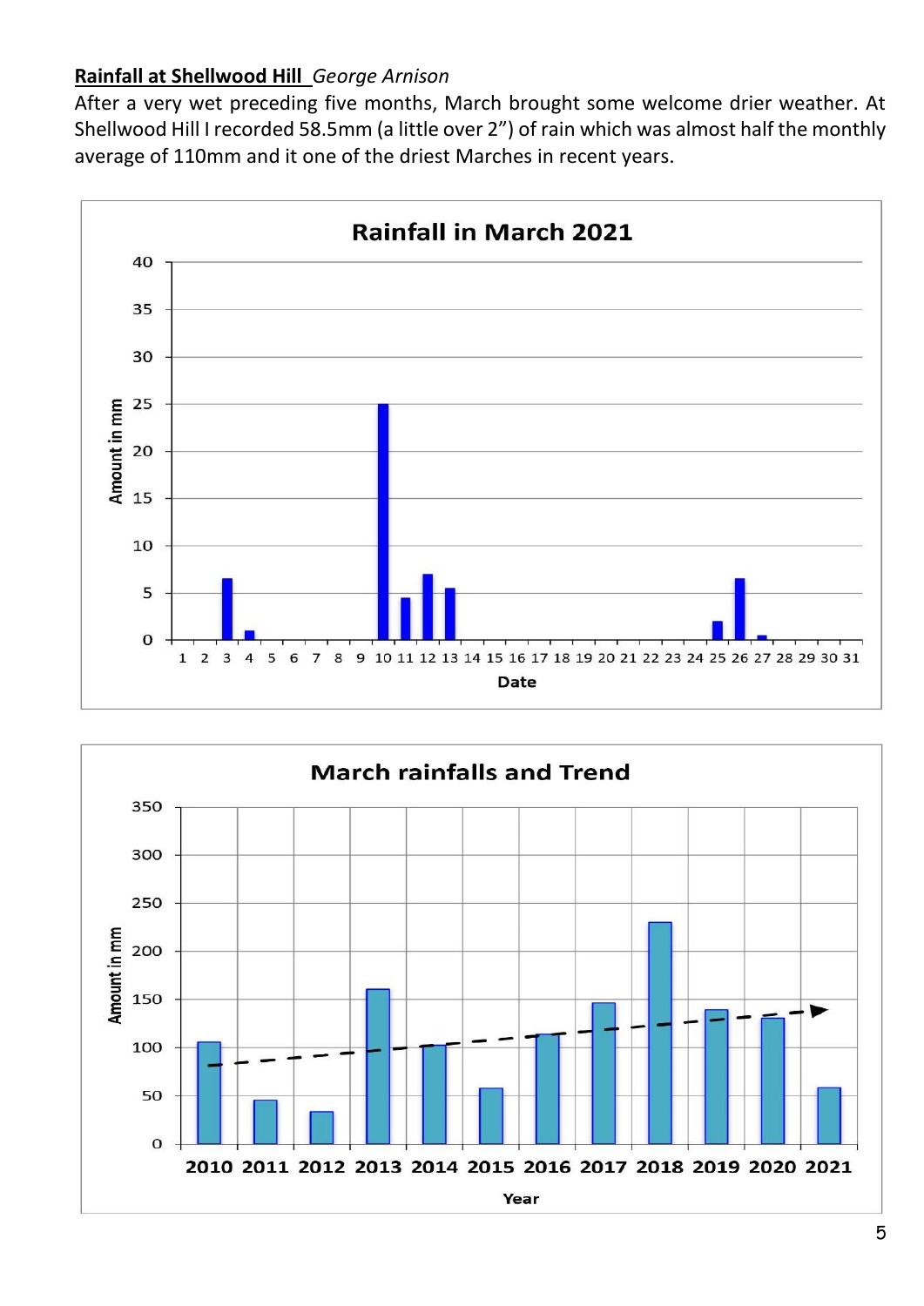**Rainfall at Shellwood Hill** *George Arnison*

After a very wet preceding five months, March brought some welcome drier weather. At Shellwood Hill I recorded 58.5mm (a little over 2") of rain which was almost half the monthly average of 110mm and it one of the driest Marches in recent years.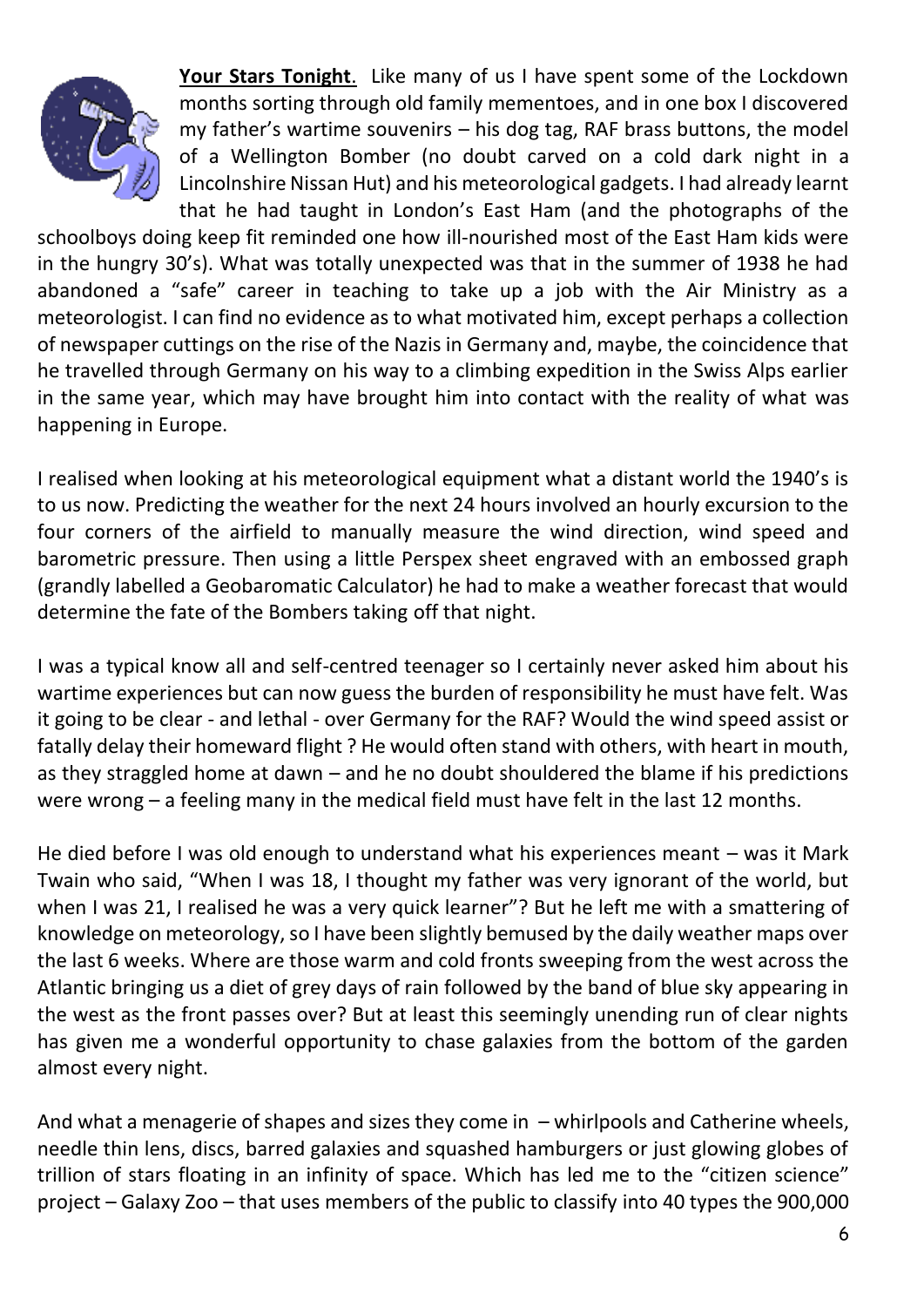**Your Stars Tonight**. Like many of us I have spent some of the Lockdown months sorting through old family mementoes, and in one box I discovered my father's wartime souvenirs – his dog tag, RAF brass buttons, the model of a Wellington Bomber (no doubt carved on a cold dark night in a Lincolnshire Nissan Hut) and his meteorological gadgets. I had already learnt that he had taught in London's East Ham (and the photographs of the schoolboys doing keep fit reminded one how ill-nourished most of the East Ham kids were in the hungry 30's). What was totally unexpected was that in the summer of 1938 he had abandoned a "safe" career in teaching to take up a job with the Air Ministry as a meteorologist. I can find no evidence as to what motivated him, except perhaps a collection of newspaper cuttings on the rise of the Nazis in Germany and, maybe, the coincidence that he travelled through Germany on his way to a climbing expedition in the Swiss Alps earlier in the same year, which may have brought him into contact with the reality of what was happening in Europe.

I realised when looking at his meteorological equipment what a distant world the 1940's is to us now. Predicting the weather for the next 24 hours involved an hourly excursion to the four corners of the airfield to manually measure the wind direction, wind speed and barometric pressure. Then using a little Perspex sheet engraved with an embossed graph (grandly labelled a Geobaromatic Calculator) he had to make a weather forecast that would determine the fate of the Bombers taking off that night.

I was a typical know all and self-centred teenager so I certainly never asked him about his wartime experiences but can now guess the burden of responsibility he must have felt. Was it going to be clear - and lethal - over Germany for the RAF? Would the wind speed assist or fatally delay their homeward flight ? He would often stand with others, with heart in mouth, as they straggled home at dawn – and he no doubt shouldered the blame if his predictions were wrong – a feeling many in the medical field must have felt in the last 12 months.

He died before I was old enough to understand what his experiences meant – was it Mark Twain who said, "When I was 18, I thought my father was very ignorant of the world, but when I was 21, I realised he was a very quick learner"? But he left me with a smattering of knowledge on meteorology, so I have been slightly bemused by the daily weather maps over the last 6 weeks. Where are those warm and cold fronts sweeping from the west across the Atlantic bringing us a diet of grey days of rain followed by the band of blue sky appearing in the west as the front passes over? But at least this seemingly unending run of clear nights has given me a wonderful opportunity to chase galaxies from the bottom of the garden almost every night.

And what a menagerie of shapes and sizes they come in – whirlpools and Catherine wheels, needle thin lens, discs, barred galaxies and squashed hamburgers or just glowing globes of trillion of stars floating in an infinity of space. Which has led me to the "citizen science" project – Galaxy Zoo – that uses members of the public to classify into 40 types the 900,000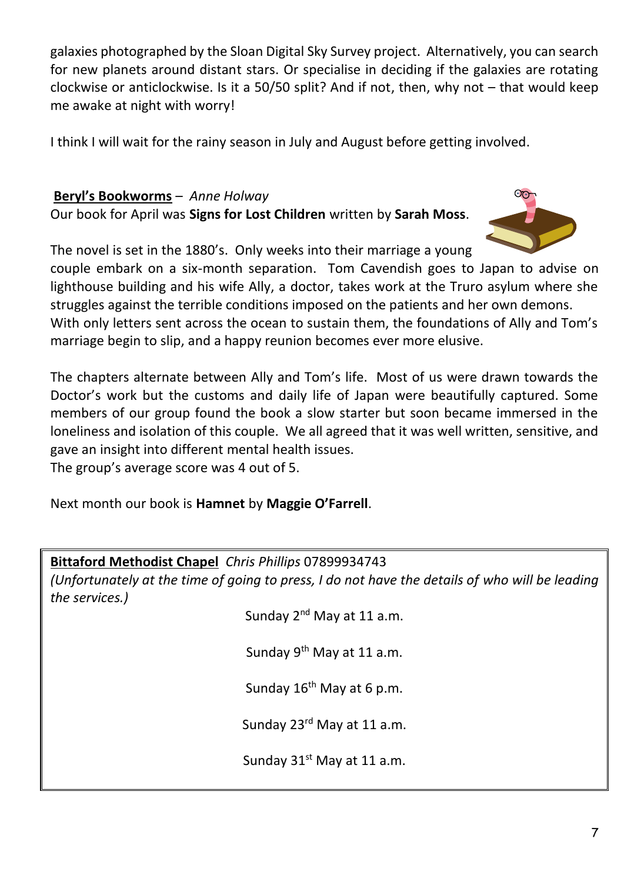galaxies photographed by the Sloan Digital Sky Survey project. Alternatively, you can search for new planets around distant stars. Or specialise in deciding if the galaxies are rotating clockwise or anticlockwise. Is it a 50/50 split? And if not, then, why not – that would keep me awake at night with worry!

I think I will wait for the rainy season in July and August before getting involved.

**Beryl's Bookworms** – *Anne Holway*

Our book for April was **Signs for Lost Children** written by **Sarah Moss**.

The novel is set in the 1880's. Only weeks into their marriage a young couple embark on a six-month separation. Tom Cavendish goes to Japan to advise on lighthouse building and his wife Ally, a doctor, takes work at the Truro asylum where she struggles against the terrible conditions imposed on the patients and her own demons. With only letters sent across the ocean to sustain them, the foundations of Ally and Tom's marriage begin to slip, and a happy reunion becomes ever more elusive.

The chapters alternate between Ally and Tom's life. Most of us were drawn towards the Doctor's work but the customs and daily life of Japan were beautifully captured. Some members of our group found the book a slow starter but soon became immersed in the loneliness and isolation of this couple. We all agreed that it was well written, sensitive, and gave an insight into different mental health issues.
The group's average score was 4 out of 5.

Next month our book is **Hamnet** by **Maggie O'Farrell**.

**Bittaford Methodist Chapel** *Chris Phillips* 07899934743
*(Unfortunately at the time of going to press, I do not have the details of who will be leading the services.)*

Sunday 2nd May at 11 a.m.

Sunday 9th May at 11 a.m.

Sunday 16th May at 6 p.m.

Sunday 23rd May at 11 a.m.

Sunday 31st May at 11 a.m.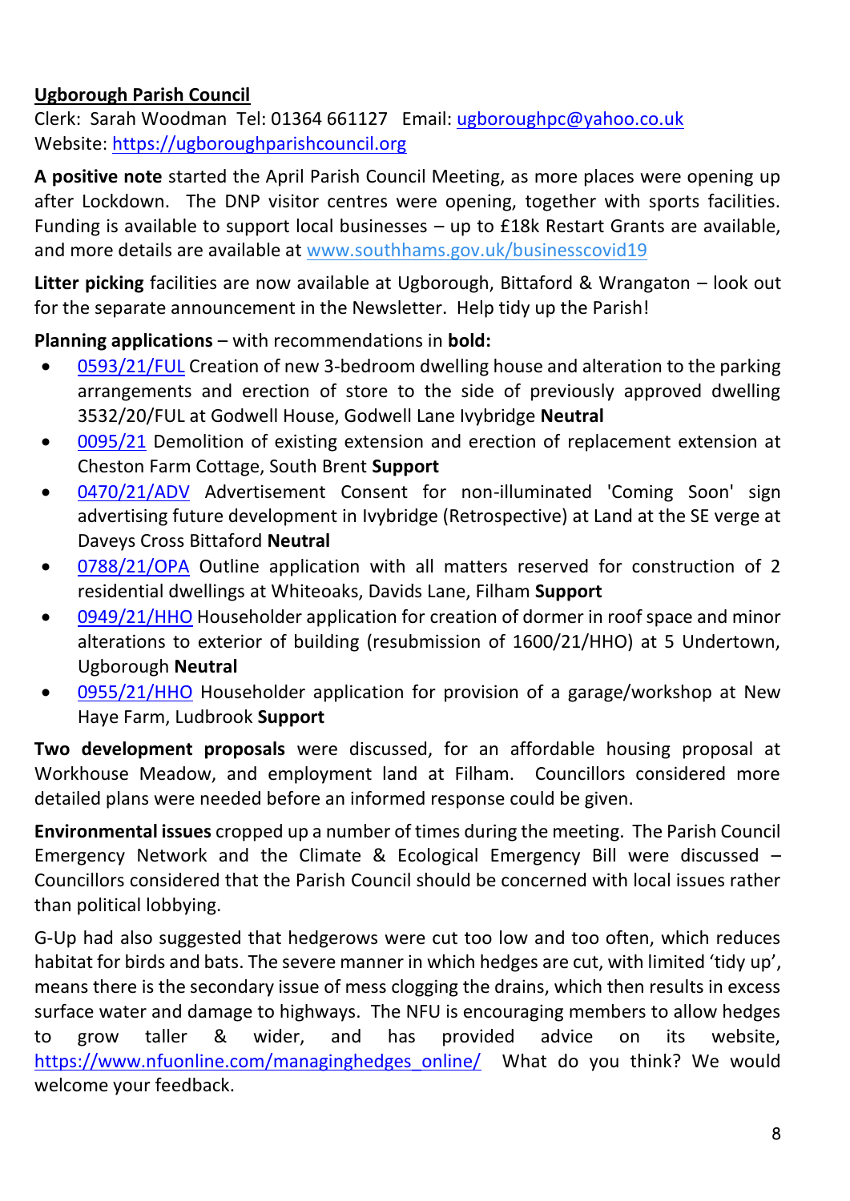**Ugborough Parish Council**

Clerk: Sarah Woodman Tel: 01364 661127 Email: ugboroughpc@yahoo.co.uk
Website: https://ugboroughparishcouncil.org

**A positive note** started the April Parish Council Meeting, as more places were opening up after Lockdown. The DNP visitor centres were opening, together with sports facilities. Funding is available to support local businesses – up to £18k Restart Grants are available, and more details are available at www.southhams.gov.uk/businesscovid19

**Litter picking** facilities are now available at Ugborough, Bittaford & Wrangaton – look out for the separate announcement in the Newsletter. Help tidy up the Parish!

**Planning applications** – with recommendations in **bold:**

- 0593/21/FUL Creation of new 3-bedroom dwelling house and alteration to the parking arrangements and erection of store to the side of previously approved dwelling 3532/20/FUL at Godwell House, Godwell Lane Ivybridge **Neutral**
- 0095/21 Demolition of existing extension and erection of replacement extension at Cheston Farm Cottage, South Brent **Support**
- 0470/21/ADV Advertisement Consent for non-illuminated 'Coming Soon' sign advertising future development in Ivybridge (Retrospective) at Land at the SE verge at Daveys Cross Bittaford **Neutral**
- 0788/21/OPA Outline application with all matters reserved for construction of 2 residential dwellings at Whiteoaks, Davids Lane, Filham **Support**
- 0949/21/HHO Householder application for creation of dormer in roof space and minor alterations to exterior of building (resubmission of 1600/21/HHO) at 5 Undertown, Ugborough **Neutral**
- 0955/21/HHO Householder application for provision of a garage/workshop at New Haye Farm, Ludbrook **Support**

**Two development proposals** were discussed, for an affordable housing proposal at Workhouse Meadow, and employment land at Filham. Councillors considered more detailed plans were needed before an informed response could be given.

**Environmental issues** cropped up a number of times during the meeting. The Parish Council Emergency Network and the Climate & Ecological Emergency Bill were discussed – Councillors considered that the Parish Council should be concerned with local issues rather than political lobbying.

G-Up had also suggested that hedgerows were cut too low and too often, which reduces habitat for birds and bats. The severe manner in which hedges are cut, with limited 'tidy up', means there is the secondary issue of mess clogging the drains, which then results in excess surface water and damage to highways. The NFU is encouraging members to allow hedges to grow taller & wider, and has provided advice on its website, https://www.nfuonline.com/managinghedges_online/ What do you think? We would welcome your feedback.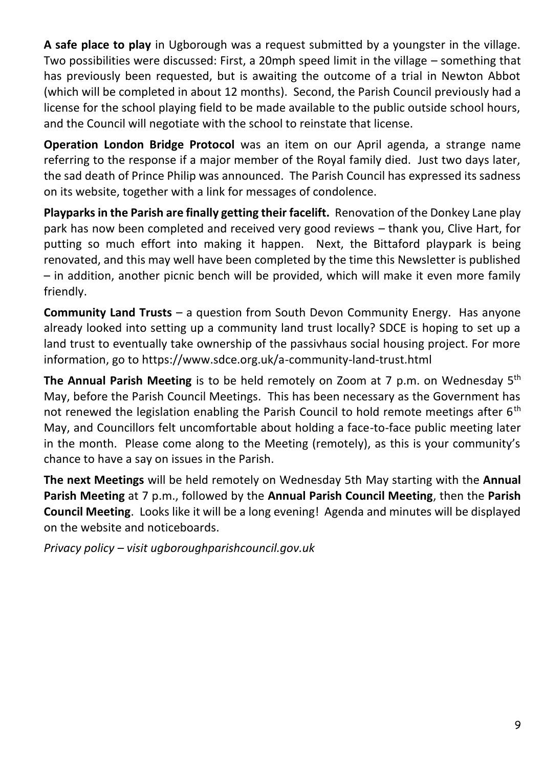**A safe place to play** in Ugborough was a request submitted by a youngster in the village. Two possibilities were discussed: First, a 20mph speed limit in the village – something that has previously been requested, but is awaiting the outcome of a trial in Newton Abbot (which will be completed in about 12 months). Second, the Parish Council previously had a license for the school playing field to be made available to the public outside school hours, and the Council will negotiate with the school to reinstate that license.

**Operation London Bridge Protocol** was an item on our April agenda, a strange name referring to the response if a major member of the Royal family died. Just two days later, the sad death of Prince Philip was announced. The Parish Council has expressed its sadness on its website, together with a link for messages of condolence.

**Playparks in the Parish are finally getting their facelift.** Renovation of the Donkey Lane play park has now been completed and received very good reviews – thank you, Clive Hart, for putting so much effort into making it happen. Next, the Bittaford playpark is being renovated, and this may well have been completed by the time this Newsletter is published – in addition, another picnic bench will be provided, which will make it even more family friendly.

**Community Land Trusts** – a question from South Devon Community Energy. Has anyone already looked into setting up a community land trust locally? SDCE is hoping to set up a land trust to eventually take ownership of the passivhaus social housing project. For more information, go to https://www.sdce.org.uk/a-community-land-trust.html

**The Annual Parish Meeting** is to be held remotely on Zoom at 7 p.m. on Wednesday 5th May, before the Parish Council Meetings. This has been necessary as the Government has not renewed the legislation enabling the Parish Council to hold remote meetings after 6th May, and Councillors felt uncomfortable about holding a face-to-face public meeting later in the month. Please come along to the Meeting (remotely), as this is your community's chance to have a say on issues in the Parish.

**The next Meetings** will be held remotely on Wednesday 5th May starting with the **Annual Parish Meeting** at 7 p.m., followed by the **Annual Parish Council Meeting**, then the **Parish Council Meeting**. Looks like it will be a long evening! Agenda and minutes will be displayed on the website and noticeboards.

*Privacy policy – visit ugboroughparishcouncil.gov.uk*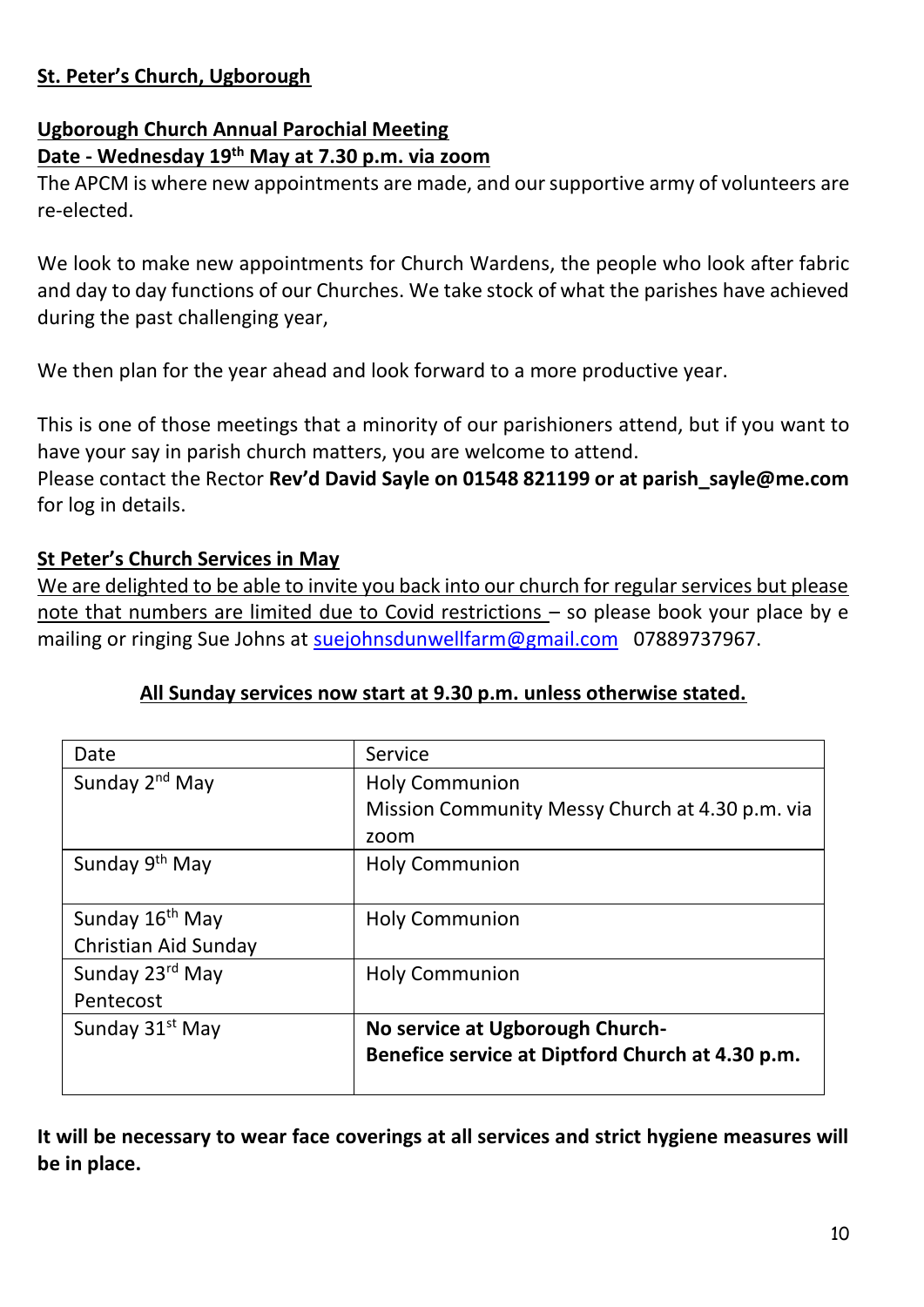## St. Peter's Church, Ugborough

### Ugborough Church Annual Parochial Meeting

**Date - Wednesday 19th May at 7.30 p.m. via zoom**

The APCM is where new appointments are made, and our supportive army of volunteers are re-elected.

We look to make new appointments for Church Wardens, the people who look after fabric and day to day functions of our Churches. We take stock of what the parishes have achieved during the past challenging year,

We then plan for the year ahead and look forward to a more productive year.

This is one of those meetings that a minority of our parishioners attend, but if you want to have your say in parish church matters, you are welcome to attend.
Please contact the Rector **Rev'd David Sayle on 01548 821199 or at parish_sayle@me.com** for log in details.

### St Peter's Church Services in May

We are delighted to be able to invite you back into our church for regular services but please note that numbers are limited due to Covid restrictions – so please book your place by e mailing or ringing Sue Johns at suejohnsdunwellfarm@gmail.com 07889737967.

**All Sunday services now start at 9.30 p.m. unless otherwise stated.**

| Date | Service |
|---|---|
| Sunday 2nd May | Holy Communion<br>Mission Community Messy Church at 4.30 p.m. via zoom |
| Sunday 9th May | Holy Communion |
| Sunday 16th May<br>Christian Aid Sunday | Holy Communion |
| Sunday 23rd May<br>Pentecost | Holy Communion |
| Sunday 31st May | **No service at Ugborough Church-**<br>**Benefice service at Diptford Church at 4.30 p.m.** |

**It will be necessary to wear face coverings at all services and strict hygiene measures will be in place.**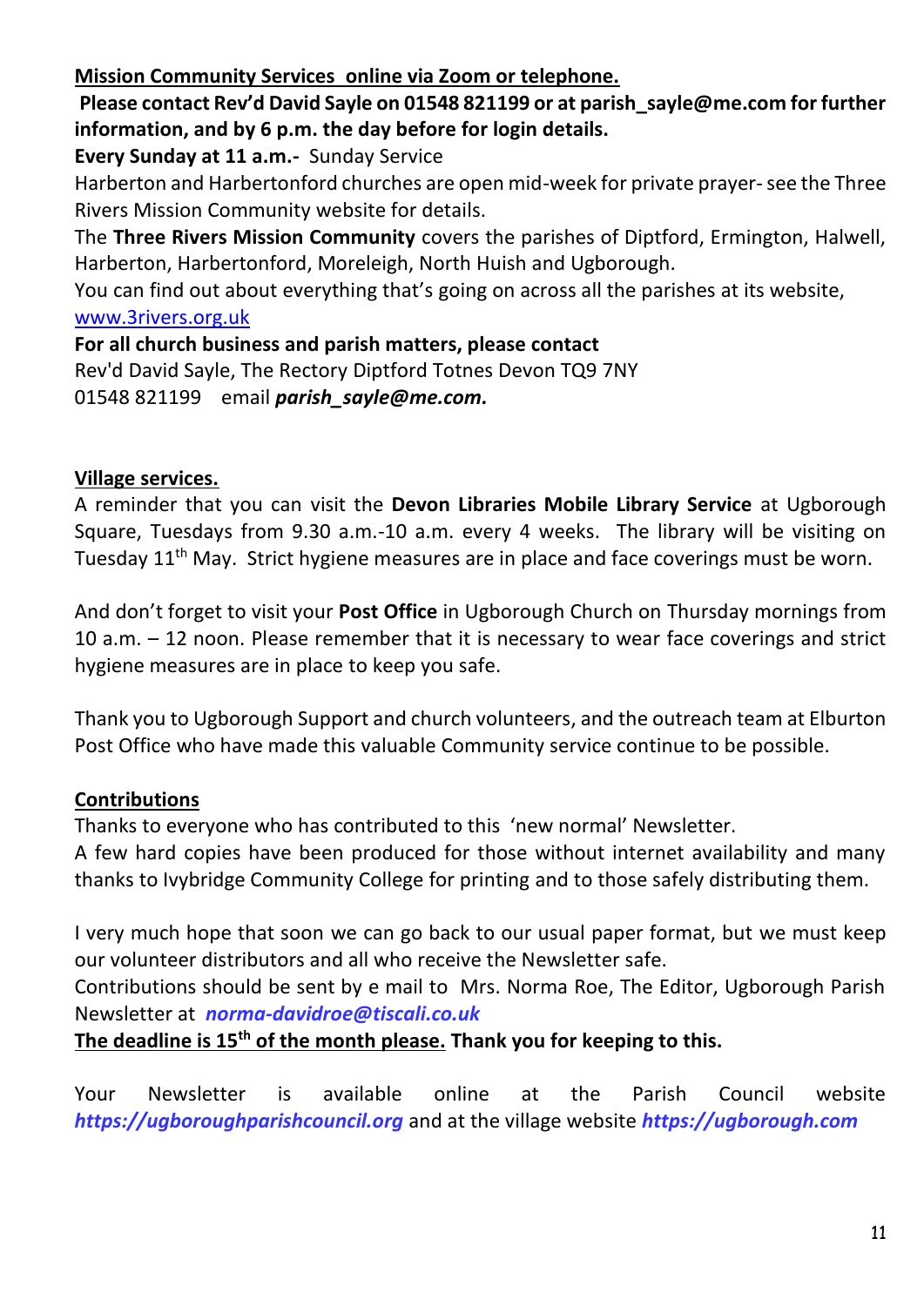**Mission Community Services online via Zoom or telephone.**

**Please contact Rev'd David Sayle on 01548 821199 or at parish_sayle@me.com for further information, and by 6 p.m. the day before for login details.**

**Every Sunday at 11 a.m.-** Sunday Service

Harberton and Harbertonford churches are open mid-week for private prayer- see the Three Rivers Mission Community website for details.

The **Three Rivers Mission Community** covers the parishes of Diptford, Ermington, Halwell, Harberton, Harbertonford, Moreleigh, North Huish and Ugborough.

You can find out about everything that's going on across all the parishes at its website, www.3rivers.org.uk

**For all church business and parish matters, please contact**

Rev'd David Sayle, The Rectory Diptford Totnes Devon TQ9 7NY

01548 821199 email ***parish_sayle@me.com.***

**Village services.**

A reminder that you can visit the **Devon Libraries Mobile Library Service** at Ugborough Square, Tuesdays from 9.30 a.m.-10 a.m. every 4 weeks. The library will be visiting on Tuesday 11th May. Strict hygiene measures are in place and face coverings must be worn.

And don't forget to visit your **Post Office** in Ugborough Church on Thursday mornings from 10 a.m. – 12 noon. Please remember that it is necessary to wear face coverings and strict hygiene measures are in place to keep you safe.

Thank you to Ugborough Support and church volunteers, and the outreach team at Elburton Post Office who have made this valuable Community service continue to be possible.

**Contributions**

Thanks to everyone who has contributed to this 'new normal' Newsletter.

A few hard copies have been produced for those without internet availability and many thanks to Ivybridge Community College for printing and to those safely distributing them.

I very much hope that soon we can go back to our usual paper format, but we must keep our volunteer distributors and all who receive the Newsletter safe.

Contributions should be sent by e mail to Mrs. Norma Roe, The Editor, Ugborough Parish Newsletter at ***norma-davidroe@tiscali.co.uk***

**The deadline is 15th of the month please. Thank you for keeping to this.**

Your Newsletter is available online at the Parish Council website ***https://ugboroughparishcouncil.org*** and at the village website ***https://ugborough.com***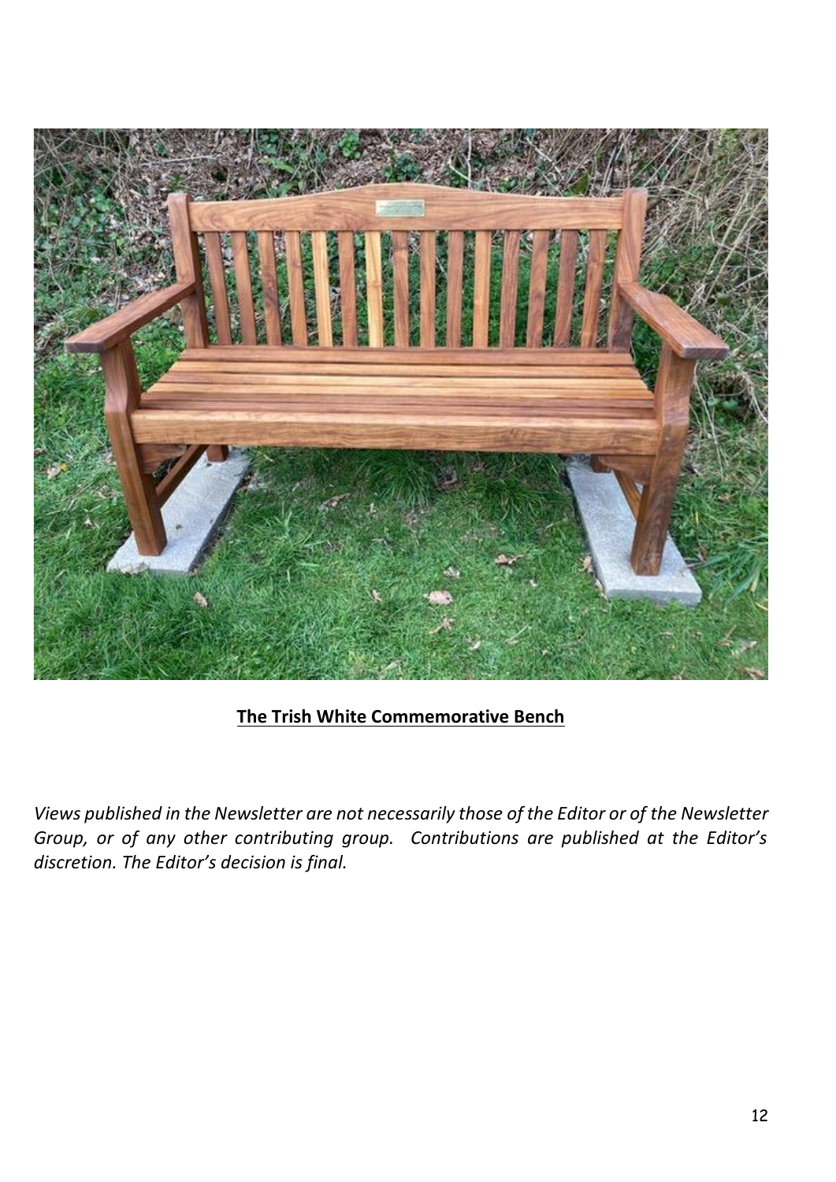**The Trish White Commemorative Bench**

*Views published in the Newsletter are not necessarily those of the Editor or of the Newsletter Group, or of any other contributing group. Contributions are published at the Editor's discretion. The Editor's decision is final.*